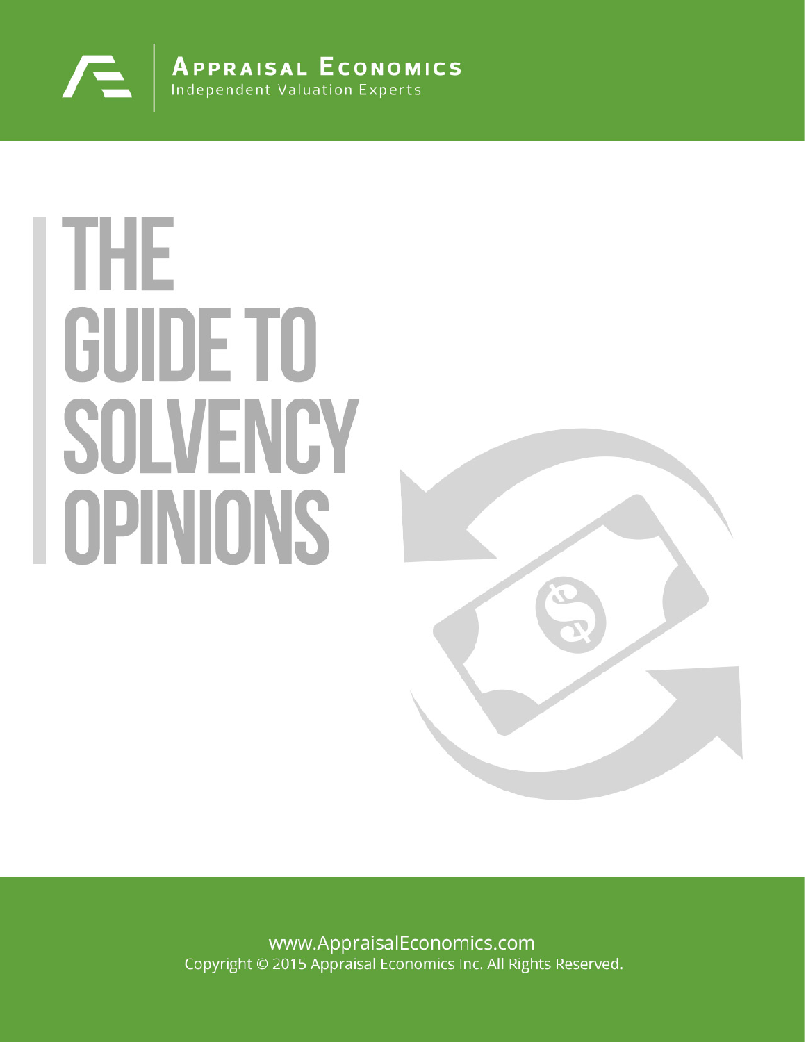**Appraisal Economics**
Independent Valuation Experts

# THE GUIDE TO SOLVENCY OPINIONS

www.AppraisalEconomics.com
Copyright © 2015 Appraisal Economics Inc. All Rights Reserved.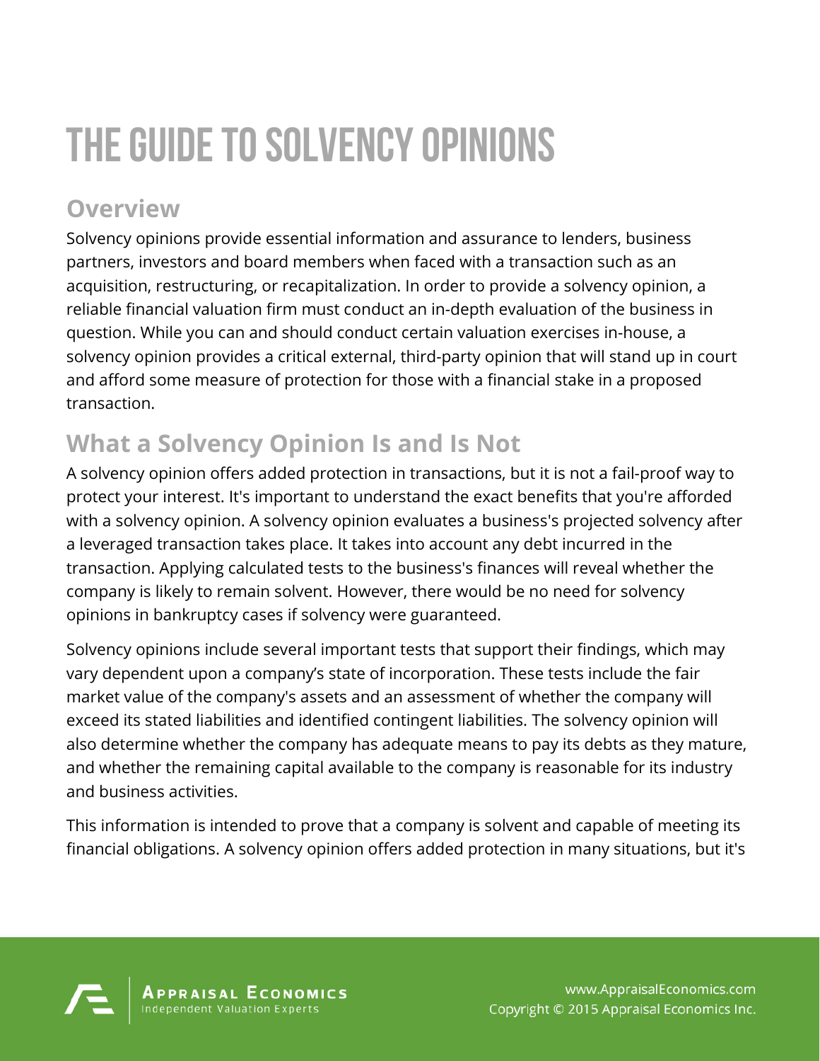# The Guide to Solvency Opinions

## Overview

Solvency opinions provide essential information and assurance to lenders, business partners, investors and board members when faced with a transaction such as an acquisition, restructuring, or recapitalization. In order to provide a solvency opinion, a reliable financial valuation firm must conduct an in-depth evaluation of the business in question. While you can and should conduct certain valuation exercises in-house, a solvency opinion provides a critical external, third-party opinion that will stand up in court and afford some measure of protection for those with a financial stake in a proposed transaction.

## What a Solvency Opinion Is and Is Not

A solvency opinion offers added protection in transactions, but it is not a fail-proof way to protect your interest. It's important to understand the exact benefits that you're afforded with a solvency opinion. A solvency opinion evaluates a business's projected solvency after a leveraged transaction takes place. It takes into account any debt incurred in the transaction. Applying calculated tests to the business's finances will reveal whether the company is likely to remain solvent. However, there would be no need for solvency opinions in bankruptcy cases if solvency were guaranteed.

Solvency opinions include several important tests that support their findings, which may vary dependent upon a company's state of incorporation. These tests include the fair market value of the company's assets and an assessment of whether the company will exceed its stated liabilities and identified contingent liabilities. The solvency opinion will also determine whether the company has adequate means to pay its debts as they mature, and whether the remaining capital available to the company is reasonable for its industry and business activities.

This information is intended to prove that a company is solvent and capable of meeting its financial obligations. A solvency opinion offers added protection in many situations, but it's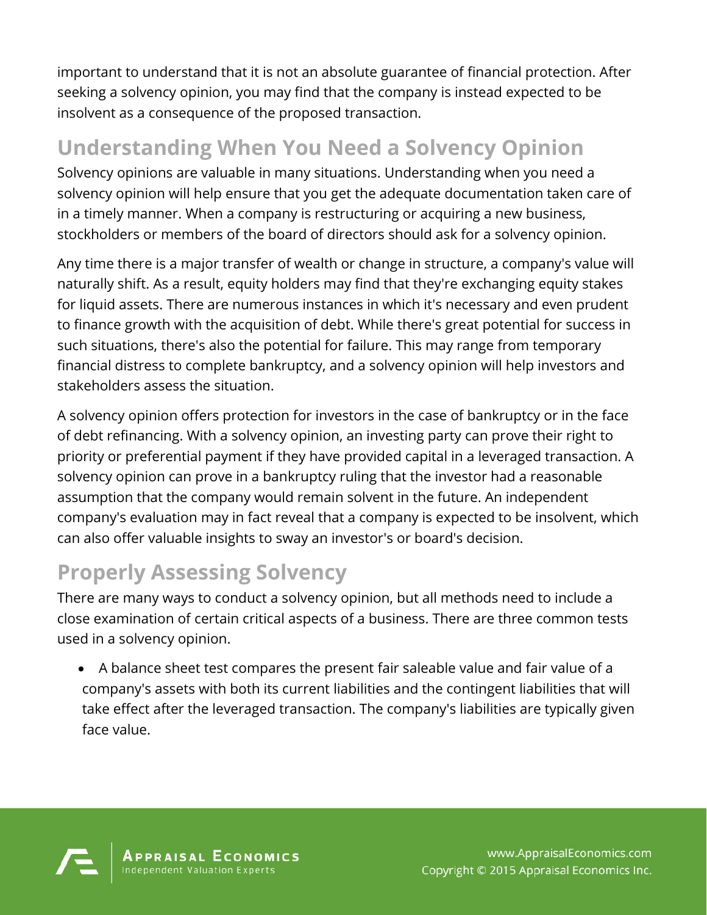important to understand that it is not an absolute guarantee of financial protection. After seeking a solvency opinion, you may find that the company is instead expected to be insolvent as a consequence of the proposed transaction.

## Understanding When You Need a Solvency Opinion

Solvency opinions are valuable in many situations. Understanding when you need a solvency opinion will help ensure that you get the adequate documentation taken care of in a timely manner. When a company is restructuring or acquiring a new business, stockholders or members of the board of directors should ask for a solvency opinion.

Any time there is a major transfer of wealth or change in structure, a company's value will naturally shift. As a result, equity holders may find that they're exchanging equity stakes for liquid assets. There are numerous instances in which it's necessary and even prudent to finance growth with the acquisition of debt. While there's great potential for success in such situations, there's also the potential for failure. This may range from temporary financial distress to complete bankruptcy, and a solvency opinion will help investors and stakeholders assess the situation.

A solvency opinion offers protection for investors in the case of bankruptcy or in the face of debt refinancing. With a solvency opinion, an investing party can prove their right to priority or preferential payment if they have provided capital in a leveraged transaction. A solvency opinion can prove in a bankruptcy ruling that the investor had a reasonable assumption that the company would remain solvent in the future. An independent company's evaluation may in fact reveal that a company is expected to be insolvent, which can also offer valuable insights to sway an investor's or board's decision.

## Properly Assessing Solvency

There are many ways to conduct a solvency opinion, but all methods need to include a close examination of certain critical aspects of a business. There are three common tests used in a solvency opinion.

- A balance sheet test compares the present fair saleable value and fair value of a company's assets with both its current liabilities and the contingent liabilities that will take effect after the leveraged transaction. The company's liabilities are typically given face value.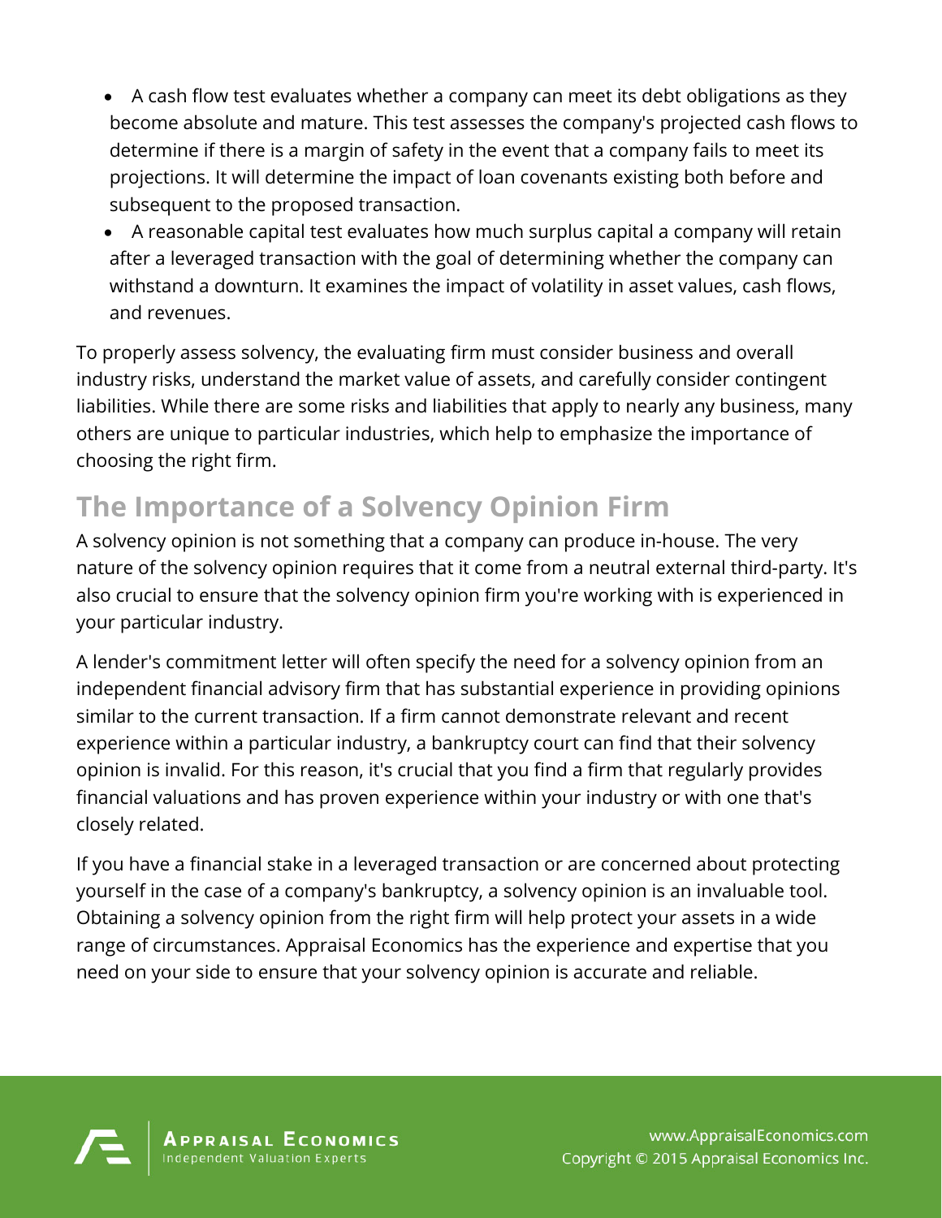- A cash flow test evaluates whether a company can meet its debt obligations as they become absolute and mature. This test assesses the company's projected cash flows to determine if there is a margin of safety in the event that a company fails to meet its projections. It will determine the impact of loan covenants existing both before and subsequent to the proposed transaction.
- A reasonable capital test evaluates how much surplus capital a company will retain after a leveraged transaction with the goal of determining whether the company can withstand a downturn. It examines the impact of volatility in asset values, cash flows, and revenues.

To properly assess solvency, the evaluating firm must consider business and overall industry risks, understand the market value of assets, and carefully consider contingent liabilities. While there are some risks and liabilities that apply to nearly any business, many others are unique to particular industries, which help to emphasize the importance of choosing the right firm.

## The Importance of a Solvency Opinion Firm

A solvency opinion is not something that a company can produce in-house. The very nature of the solvency opinion requires that it come from a neutral external third-party. It's also crucial to ensure that the solvency opinion firm you're working with is experienced in your particular industry.

A lender's commitment letter will often specify the need for a solvency opinion from an independent financial advisory firm that has substantial experience in providing opinions similar to the current transaction. If a firm cannot demonstrate relevant and recent experience within a particular industry, a bankruptcy court can find that their solvency opinion is invalid. For this reason, it's crucial that you find a firm that regularly provides financial valuations and has proven experience within your industry or with one that's closely related.

If you have a financial stake in a leveraged transaction or are concerned about protecting yourself in the case of a company's bankruptcy, a solvency opinion is an invaluable tool. Obtaining a solvency opinion from the right firm will help protect your assets in a wide range of circumstances. Appraisal Economics has the experience and expertise that you need on your side to ensure that your solvency opinion is accurate and reliable.